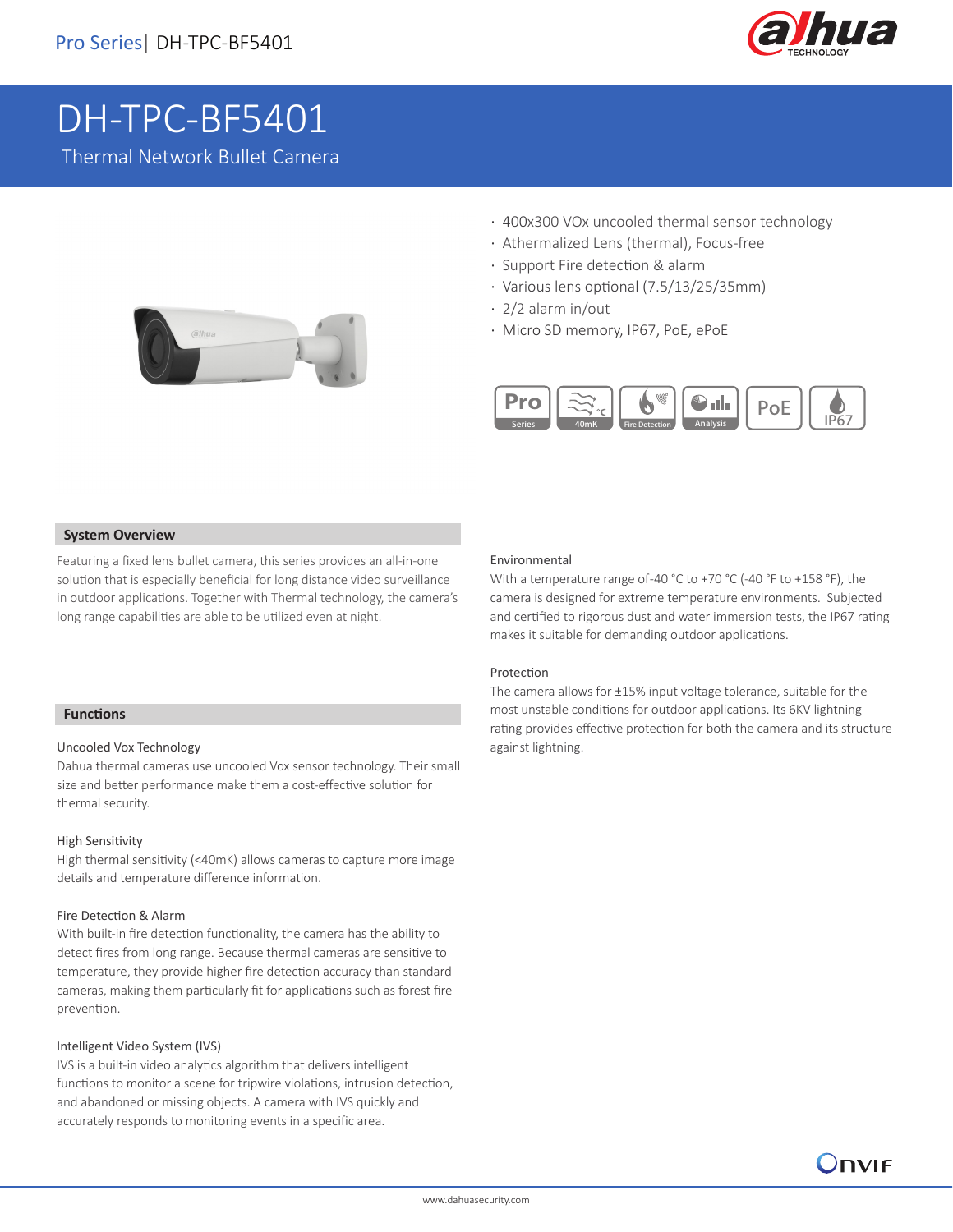# DH-TPC-BF5401

Thermal Network Bullet Camera

- 400x300 VOx uncooled thermal sensor technology
- Athermalized Lens (thermal), Focus-free
- Support Fire detection & alarm
- Various lens optional (7.5/13/25/35mm)
- 2/2 alarm in/out
- Micro SD memory, IP67, PoE, ePoE

Pro Series | 40mK | Fire Detection | Analysis | PoE | IP67

## System Overview

Featuring a fixed lens bullet camera, this series provides an all-in-one solution that is especially beneficial for long distance video surveillance in outdoor applications. Together with Thermal technology, the camera's long range capabilities are able to be utilized even at night.

## Functions

### Uncooled Vox Technology

Dahua thermal cameras use uncooled Vox sensor technology. Their small size and better performance make them a cost-effective solution for thermal security.

### High Sensitivity

High thermal sensitivity (<40mK) allows cameras to capture more image details and temperature difference information.

### Fire Detection & Alarm

With built-in fire detection functionality, the camera has the ability to detect fires from long range. Because thermal cameras are sensitive to temperature, they provide higher fire detection accuracy than standard cameras, making them particularly fit for applications such as forest fire prevention.

### Intelligent Video System (IVS)

IVS is a built-in video analytics algorithm that delivers intelligent functions to monitor a scene for tripwire violations, intrusion detection, and abandoned or missing objects. A camera with IVS quickly and accurately responds to monitoring events in a specific area.

### Environmental

With a temperature range of-40 °C to +70 °C (-40 °F to +158 °F), the camera is designed for extreme temperature environments. Subjected and certified to rigorous dust and water immersion tests, the IP67 rating makes it suitable for demanding outdoor applications.

### Protection

The camera allows for ±15% input voltage tolerance, suitable for the most unstable conditions for outdoor applications. Its 6KV lightning rating provides effective protection for both the camera and its structure against lightning.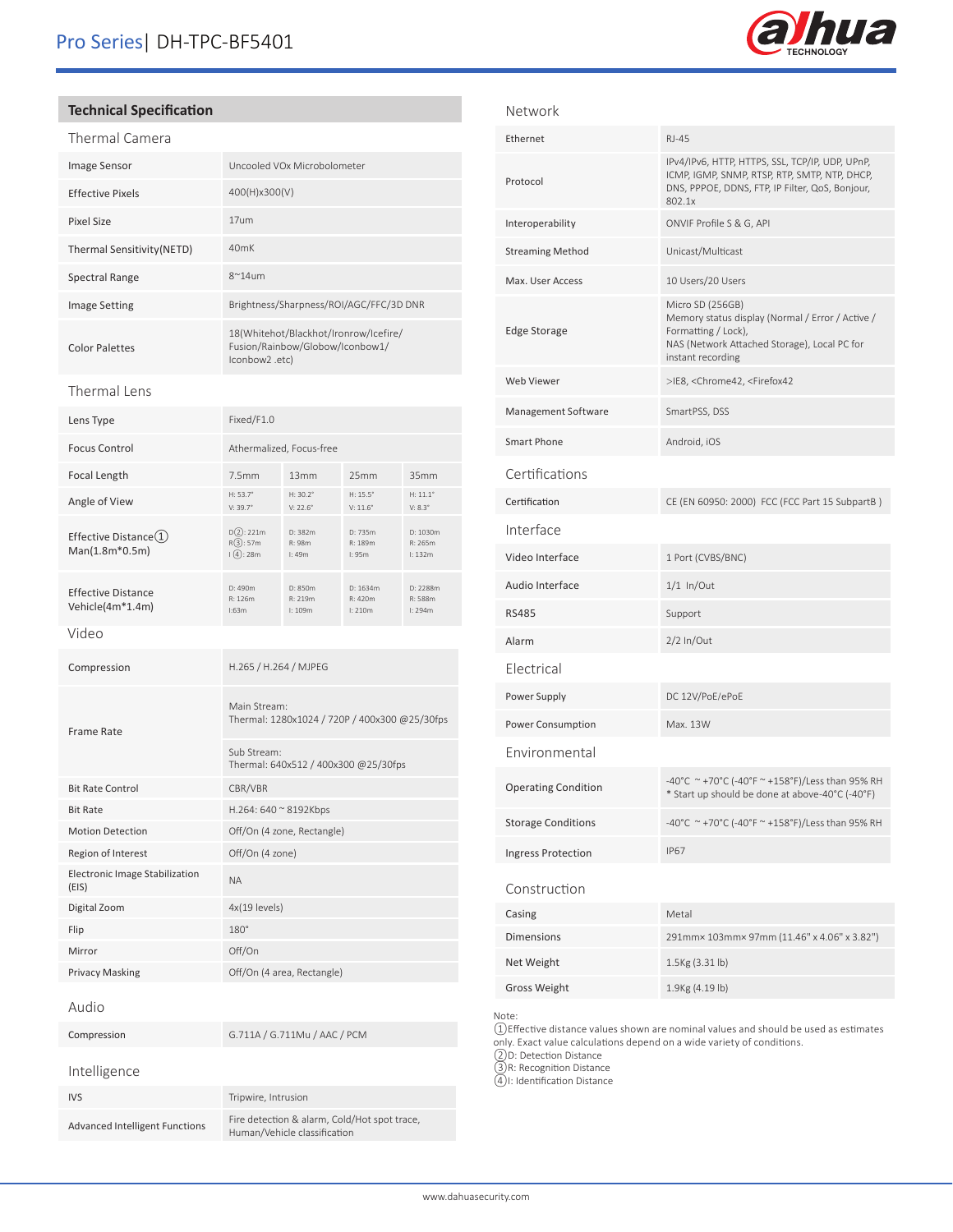## Technical Specification

### Thermal Camera

| | |
|---|---|
| Image Sensor | Uncooled VOx Microbolometer |
| Effective Pixels | 400(H)x300(V) |
| Pixel Size | 17um |
| Thermal Sensitivity(NETD) | 40mK |
| Spectral Range | 8~14um |
| Image Setting | Brightness/Sharpness/ROI/AGC/FFC/3D DNR |
| Color Palettes | 18(Whitehot/Blackhot/Ironrow/Icefire/ Fusion/Rainbow/Globow/Iconbow1/ Iconbow2 .etc) |

### Thermal Lens

| | | | | |
|---|---|---|---|---|
| Lens Type | Fixed/F1.0 | | | |
| Focus Control | Athermalized, Focus-free | | | |
| Focal Length | 7.5mm | 13mm | 25mm | 35mm |
| Angle of View | H: 53.7° V: 39.7° | H: 30.2° V: 22.6° | H: 15.5° V: 11.6° | H: 11.1° V: 8.3° |
| Effective Distance①  Man(1.8m*0.5m) | D②: 221m R③: 57m I④: 28m | D: 382m R: 98m I: 49m | D: 735m R: 189m I: 95m | D: 1030m R: 265m I: 132m |
| Effective Distance Vehicle(4m*1.4m) | D: 490m R: 126m I:63m | D: 850m R: 219m I: 109m | D: 1634m R: 420m I: 210m | D: 2288m R: 588m I: 294m |

### Video

| | |
|---|---|
| Compression | H.265 / H.264 / MJPEG |
| Frame Rate | Main Stream: Thermal: 1280x1024 / 720P / 400x300 @25/30fps |
| | Sub Stream: Thermal: 640x512 / 400x300 @25/30fps |
| Bit Rate Control | CBR/VBR |
| Bit Rate | H.264: 640 ~ 8192Kbps |
| Motion Detection | Off/On (4 zone, Rectangle) |
| Region of Interest | Off/On (4 zone) |
| Electronic Image Stabilization (EIS) | NA |
| Digital Zoom | 4x(19 levels) |
| Flip | 180° |
| Mirror | Off/On |
| Privacy Masking | Off/On (4 area, Rectangle) |

### Audio

| | |
|---|---|
| Compression | G.711A / G.711Mu / AAC / PCM |

### Intelligence

| | |
|---|---|
| IVS | Tripwire, Intrusion |
| Advanced Intelligent Functions | Fire detection & alarm, Cold/Hot spot trace, Human/Vehicle classification |

### Network

| | |
|---|---|
| Ethernet | RJ-45 |
| Protocol | IPv4/IPv6, HTTP, HTTPS, SSL, TCP/IP, UDP, UPnP, ICMP, IGMP, SNMP, RTSP, RTP, SMTP, NTP, DHCP, DNS, PPPOE, DDNS, FTP, IP Filter, QoS, Bonjour, 802.1x |
| Interoperability | ONVIF Profile S & G, API |
| Streaming Method | Unicast/Multicast |
| Max. User Access | 10 Users/20 Users |
| Edge Storage | Micro SD (256GB) Memory status display (Normal / Error / Active / Formatting / Lock), NAS (Network Attached Storage), Local PC for instant recording |
| Web Viewer | >IE8, <Chrome42, <Firefox42 |
| Management Software | SmartPSS, DSS |
| Smart Phone | Android, iOS |

### Certifications

| | |
|---|---|
| Certification | CE (EN 60950: 2000) FCC (FCC Part 15 SubpartB ) |

### Interface

| | |
|---|---|
| Video Interface | 1 Port (CVBS/BNC) |
| Audio Interface | 1/1 In/Out |
| RS485 | Support |
| Alarm | 2/2 In/Out |

### Electrical

| | |
|---|---|
| Power Supply | DC 12V/PoE/ePoE |
| Power Consumption | Max. 13W |

### Environmental

| | |
|---|---|
| Operating Condition | -40°C ~ +70°C (-40°F ~ +158°F)/Less than 95% RH * Start up should be done at above-40°C (-40°F) |
| Storage Conditions | -40°C ~ +70°C (-40°F ~ +158°F)/Less than 95% RH |
| Ingress Protection | IP67 |

### Construction

| | |
|---|---|
| Casing | Metal |
| Dimensions | 291mm× 103mm× 97mm (11.46" x 4.06" x 3.82") |
| Net Weight | 1.5Kg (3.31 lb) |
| Gross Weight | 1.9Kg (4.19 lb) |

Note:
①Effective distance values shown are nominal values and should be used as estimates only. Exact value calculations depend on a wide variety of conditions.
②D: Detection Distance
③R: Recognition Distance
④I: Identification Distance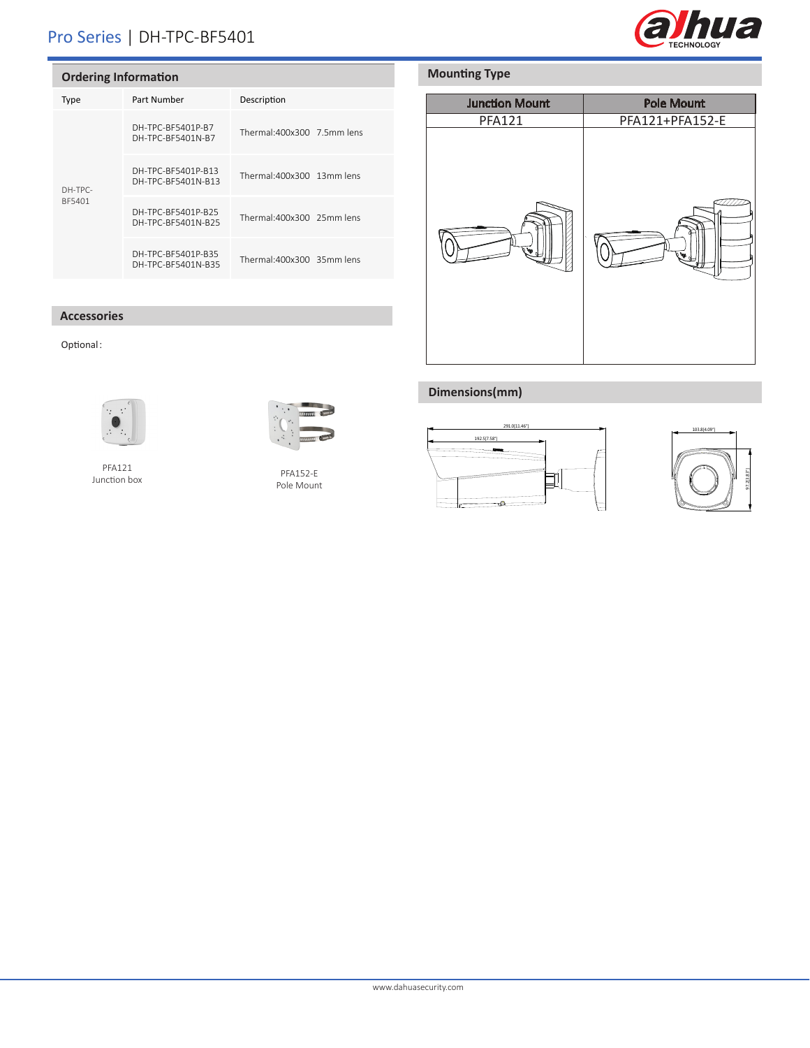## Ordering Information

| Type | Part Number | Description |
|---|---|---|
| DH-TPC-BF5401 | DH-TPC-BF5401P-B7<br>DH-TPC-BF5401N-B7 | Thermal:400x300 7.5mm lens |
| | DH-TPC-BF5401P-B13<br>DH-TPC-BF5401N-B13 | Thermal:400x300 13mm lens |
| | DH-TPC-BF5401P-B25<br>DH-TPC-BF5401N-B25 | Thermal:400x300 25mm lens |
| | DH-TPC-BF5401P-B35<br>DH-TPC-BF5401N-B35 | Thermal:400x300 35mm lens |

## Accessories

Optional:

PFA121
Junction box

PFA152-E
Pole Mount

## Mounting Type

| Junction Mount | Pole Mount |
|---|---|
| PFA121 | PFA121+PFA152-E |

## Dimensions(mm)

291.0[11.46"]
192.5[7.58"]
103.8[4.09"]
97.2[3.83"]